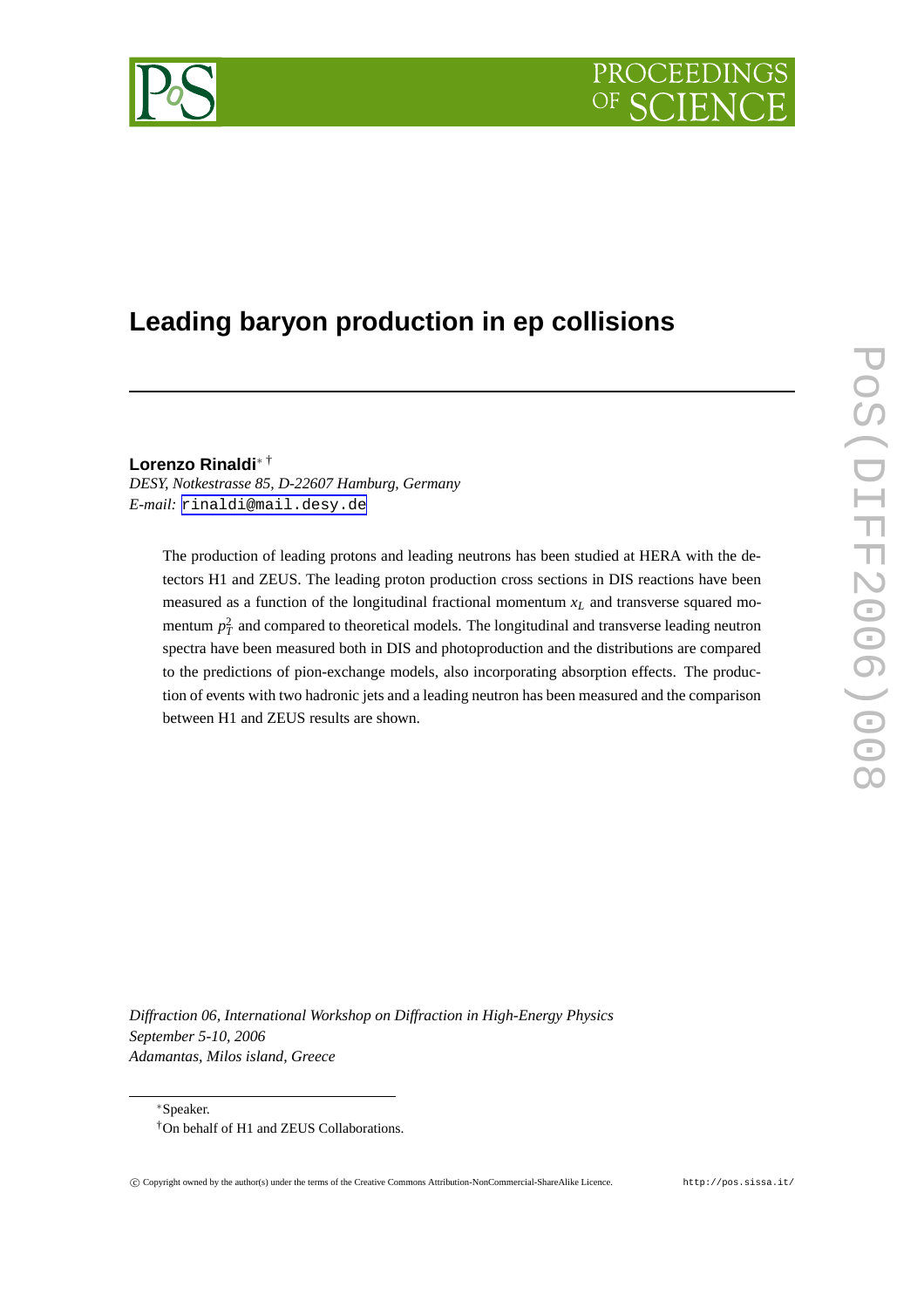# Leading baryon production in ep collisions

**Lorenzo Rinaldi**[*] [†]

*DESY, Notkestrasse 85, D-22607 Hamburg, Germany*

*E-mail:* rinaldi@mail.desy.de

The production of leading protons and leading neutrons has been studied at HERA with the detectors H1 and ZEUS. The leading proton production cross sections in DIS reactions have been measured as a function of the longitudinal fractional momentum $x_L$ and transverse squared momentum $p_T^2$ and compared to theoretical models. The longitudinal and transverse leading neutron spectra have been measured both in DIS and photoproduction and the distributions are compared to the predictions of pion-exchange models, also incorporating absorption effects. The production of events with two hadronic jets and a leading neutron has been measured and the comparison between H1 and ZEUS results are shown.

*Diffraction 06, International Workshop on Diffraction in High-Energy Physics*
*September 5-10, 2006*
*Adamantas, Milos island, Greece*

[*]Speaker.

[†]On behalf of H1 and ZEUS Collaborations.

© Copyright owned by the author(s) under the terms of the Creative Commons Attribution-NonCommercial-ShareAlike Licence. http://pos.sissa.it/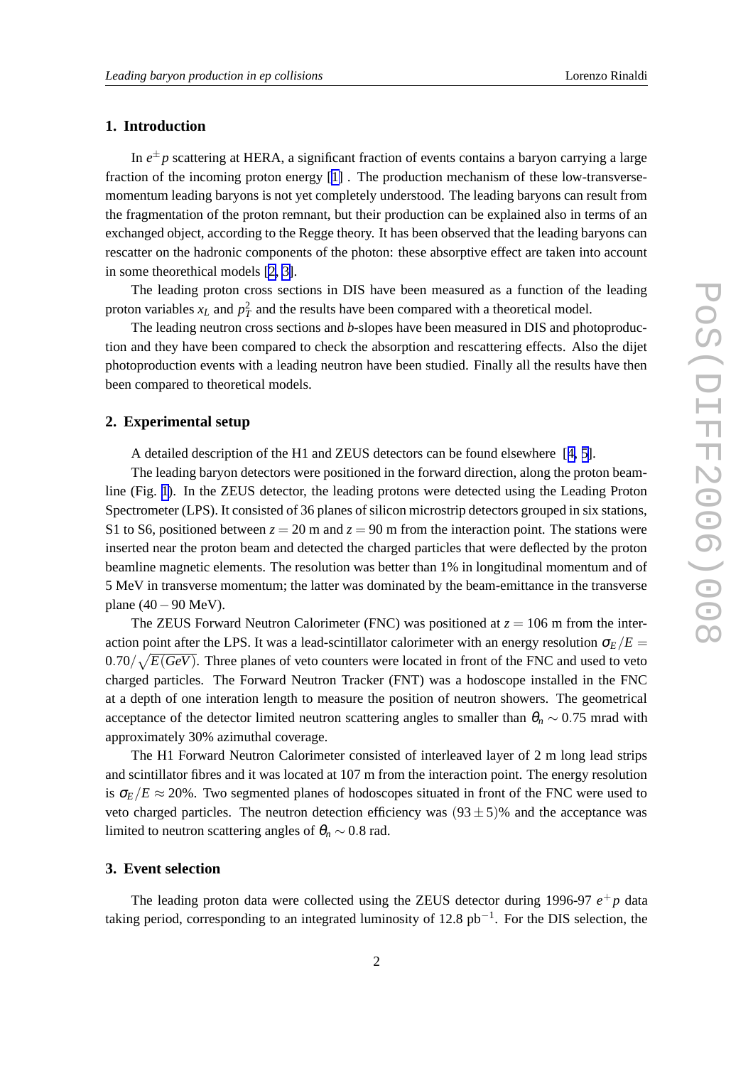## 1. Introduction

In $e^{\pm}p$ scattering at HERA, a significant fraction of events contains a baryon carrying a large fraction of the incoming proton energy [1] . The production mechanism of these low-transverse-momentum leading baryons is not yet completely understood. The leading baryons can result from the fragmentation of the proton remnant, but their production can be explained also in terms of an exchanged object, according to the Regge theory. It has been observed that the leading baryons can rescatter on the hadronic components of the photon: these absorptive effect are taken into account in some theorethical models [2, 3].

The leading proton cross sections in DIS have been measured as a function of the leading proton variables $x_L$ and $p_T^2$ and the results have been compared with a theoretical model.

The leading neutron cross sections and $b$-slopes have been measured in DIS and photoproduction and they have been compared to check the absorption and rescattering effects. Also the dijet photoproduction events with a leading neutron have been studied. Finally all the results have then been compared to theoretical models.

## 2. Experimental setup

A detailed description of the H1 and ZEUS detectors can be found elsewhere [4, 5].

The leading baryon detectors were positioned in the forward direction, along the proton beamline (Fig. 1). In the ZEUS detector, the leading protons were detected using the Leading Proton Spectrometer (LPS). It consisted of 36 planes of silicon microstrip detectors grouped in six stations, S1 to S6, positioned between $z = 20$ m and $z = 90$ m from the interaction point. The stations were inserted near the proton beam and detected the charged particles that were deflected by the proton beamline magnetic elements. The resolution was better than 1% in longitudinal momentum and of 5 MeV in transverse momentum; the latter was dominated by the beam-emittance in the transverse plane ($40-90$ MeV).

The ZEUS Forward Neutron Calorimeter (FNC) was positioned at $z = 106$ m from the interaction point after the LPS. It was a lead-scintillator calorimeter with an energy resolution $\sigma_E/E = 0.70/\sqrt{E(GeV)}$. Three planes of veto counters were located in front of the FNC and used to veto charged particles. The Forward Neutron Tracker (FNT) was a hodoscope installed in the FNC at a depth of one interation length to measure the position of neutron showers. The geometrical acceptance of the detector limited neutron scattering angles to smaller than $\theta_n \sim 0.75$ mrad with approximately 30% azimuthal coverage.

The H1 Forward Neutron Calorimeter consisted of interleaved layer of 2 m long lead strips and scintillator fibres and it was located at 107 m from the interaction point. The energy resolution is $\sigma_E/E \approx 20\%$. Two segmented planes of hodoscopes situated in front of the FNC were used to veto charged particles. The neutron detection efficiency was $(93 \pm 5)\%$ and the acceptance was limited to neutron scattering angles of $\theta_n \sim 0.8$ rad.

## 3. Event selection

The leading proton data were collected using the ZEUS detector during 1996-97 $e^{+}p$ data taking period, corresponding to an integrated luminosity of 12.8 pb$^{-1}$. For the DIS selection, the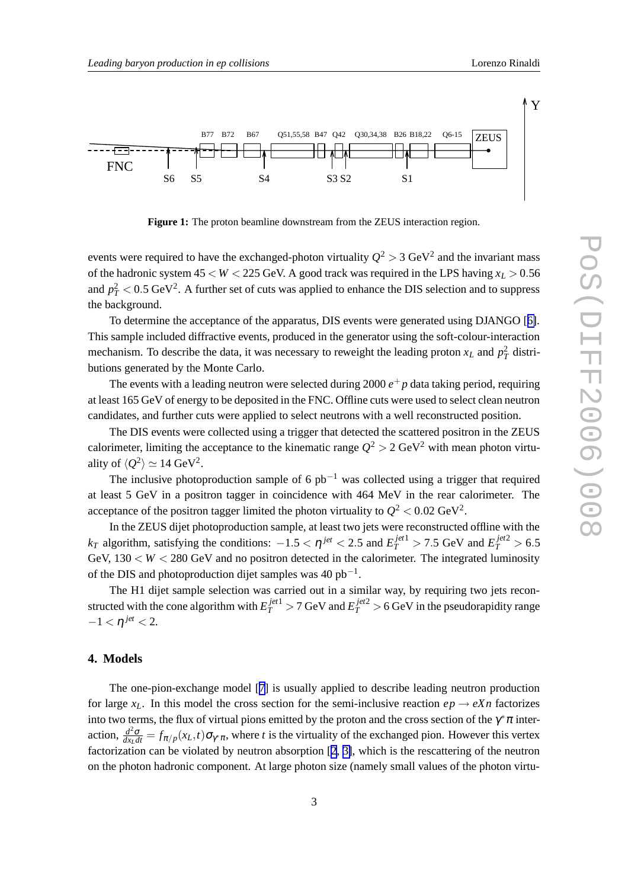**Figure 1:** The proton beamline downstream from the ZEUS interaction region.

events were required to have the exchanged-photon virtuality $Q^2 > 3$ GeV$^2$ and the invariant mass of the hadronic system $45 < W < 225$ GeV. A good track was required in the LPS having $x_L > 0.56$ and $p_T^2 < 0.5$ GeV$^2$. A further set of cuts was applied to enhance the DIS selection and to suppress the background.

To determine the acceptance of the apparatus, DIS events were generated using DJANGO [6]. This sample included diffractive events, produced in the generator using the soft-colour-interaction mechanism. To describe the data, it was necessary to reweight the leading proton $x_L$ and $p_T^2$ distributions generated by the Monte Carlo.

The events with a leading neutron were selected during 2000 $e^+p$ data taking period, requiring at least 165 GeV of energy to be deposited in the FNC. Offline cuts were used to select clean neutron candidates, and further cuts were applied to select neutrons with a well reconstructed position.

The DIS events were collected using a trigger that detected the scattered positron in the ZEUS calorimeter, limiting the acceptance to the kinematic range $Q^2 > 2$ GeV$^2$ with mean photon virtuality of $\langle Q^2 \rangle \simeq 14$ GeV$^2$.

The inclusive photoproduction sample of 6 pb$^{-1}$ was collected using a trigger that required at least 5 GeV in a positron tagger in coincidence with 464 MeV in the rear calorimeter. The acceptance of the positron tagger limited the photon virtuality to $Q^2 < 0.02$ GeV$^2$.

In the ZEUS dijet photoproduction sample, at least two jets were reconstructed offline with the $k_T$ algorithm, satisfying the conditions: $-1.5 < \eta^{jet} < 2.5$ and $E_T^{jet1} > 7.5$ GeV and $E_T^{jet2} > 6.5$ GeV, $130 < W < 280$ GeV and no positron detected in the calorimeter. The integrated luminosity of the DIS and photoproduction dijet samples was 40 pb$^{-1}$.

The H1 dijet sample selection was carried out in a similar way, by requiring two jets reconstructed with the cone algorithm with $E_T^{jet1} > 7$ GeV and $E_T^{jet2} > 6$ GeV in the pseudorapidity range $-1 < \eta^{jet} < 2$.

## 4. Models

The one-pion-exchange model [7] is usually applied to describe leading neutron production for large $x_L$. In this model the cross section for the semi-inclusive reaction $ep \to eXn$ factorizes into two terms, the flux of virtual pions emitted by the proton and the cross section of the $\gamma^*\pi$ interaction, $\frac{d^2\sigma}{dx_L dt} = f_{\pi/p}(x_L,t)\sigma_{\gamma^*\pi}$, where $t$ is the virtuality of the exchanged pion. However this vertex factorization can be violated by neutron absorption [2, 3], which is the rescattering of the neutron on the photon hadronic component. At large photon size (namely small values of the photon virtu-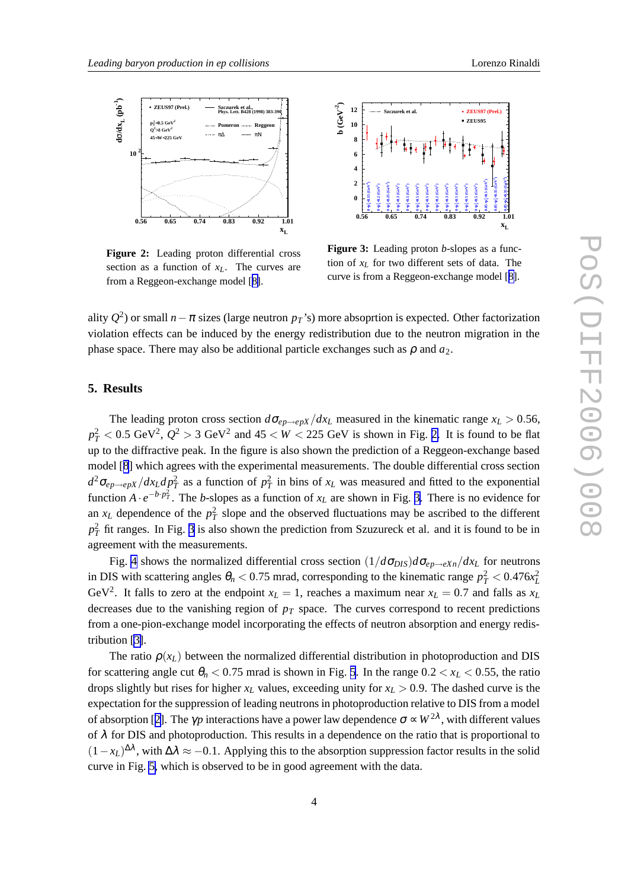**Figure 2:** Leading proton differential cross section as a function of $x_L$. The curves are from a Reggeon-exchange model [8].

**Figure 3:** Leading proton $b$-slopes as a function of $x_L$ for two different sets of data. The curve is from a Reggeon-exchange model [8].

ality $Q^2$) or small $n-\pi$ sizes (large neutron $p_T$'s) more absoprtion is expected. Other factorization violation effects can be induced by the energy redistribution due to the neutron migration in the phase space. There may also be additional particle exchanges such as $\rho$ and $a_2$.

## 5. Results

The leading proton cross section $d\sigma_{ep\to epX}/dx_L$ measured in the kinematic range $x_L > 0.56$, $p_T^2 < 0.5$ GeV$^2$, $Q^2 > 3$ GeV$^2$ and $45 < W < 225$ GeV is shown in Fig. 2. It is found to be flat up to the diffractive peak. In the figure is also shown the prediction of a Reggeon-exchange based model [8] which agrees with the experimental measurements. The double differential cross section $d^2\sigma_{ep\to epX}/dx_L dp_T^2$ as a function of $p_T^2$ in bins of $x_L$ was measured and fitted to the exponential function $A\cdot e^{-b\cdot p_T^2}$. The $b$-slopes as a function of $x_L$ are shown in Fig. 3. There is no evidence for an $x_L$ dependence of the $p_T^2$ slope and the observed fluctuations may be ascribed to the different $p_T^2$ fit ranges. In Fig. 3 is also shown the prediction from Szuzureck et al. and it is found to be in agreement with the measurements.

Fig. 4 shows the normalized differential cross section $(1/d\sigma_{DIS})d\sigma_{ep\to eXn}/dx_L$ for neutrons in DIS with scattering angles $\theta_n < 0.75$ mrad, corresponding to the kinematic range $p_T^2 < 0.476x_L^2$ GeV$^2$. It falls to zero at the endpoint $x_L = 1$, reaches a maximum near $x_L = 0.7$ and falls as $x_L$ decreases due to the vanishing region of $p_T$ space. The curves correspond to recent predictions from a one-pion-exchange model incorporating the effects of neutron absorption and energy redistribution [3].

The ratio $\rho(x_L)$ between the normalized differential distribution in photoproduction and DIS for scattering angle cut $\theta_n < 0.75$ mrad is shown in Fig. 5. In the range $0.2 < x_L < 0.55$, the ratio drops slightly but rises for higher $x_L$ values, exceeding unity for $x_L > 0.9$. The dashed curve is the expectation for the suppression of leading neutrons in photoproduction relative to DIS from a model of absorption [2]. The $\gamma p$ interactions have a power law dependence $\sigma \propto W^{2\lambda}$, with different values of $\lambda$ for DIS and photoproduction. This results in a dependence on the ratio that is proportional to $(1-x_L)^{\Delta\lambda}$, with $\Delta\lambda \approx -0.1$. Applying this to the absorption suppression factor results in the solid curve in Fig. 5, which is observed to be in good agreement with the data.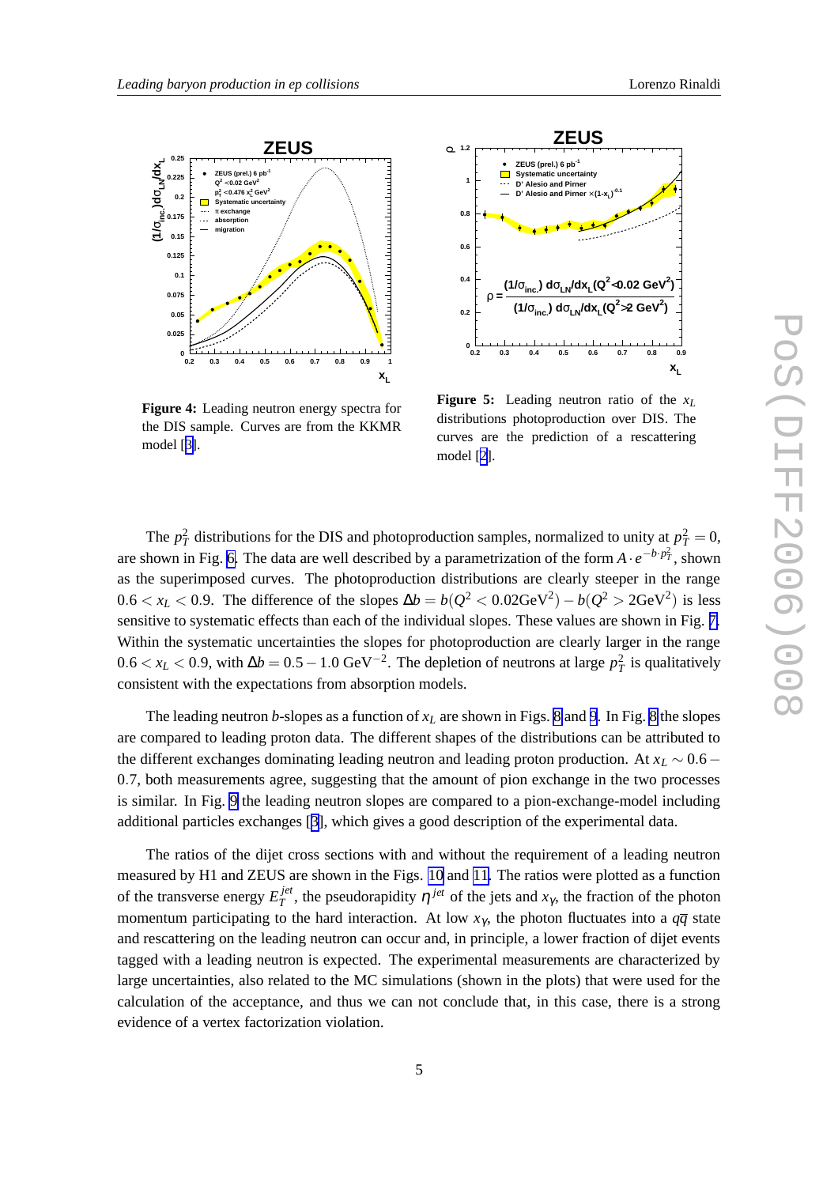**Figure 4:** Leading neutron energy spectra for the DIS sample. Curves are from the KKMR model [3].

**Figure 5:** Leading neutron ratio of the $x_L$ distributions photoproduction over DIS. The curves are the prediction of a rescattering model [2].

The $p_T^2$ distributions for the DIS and photoproduction samples, normalized to unity at $p_T^2 = 0$, are shown in Fig. 6. The data are well described by a parametrization of the form $A \cdot e^{-b \cdot p_T^2}$, shown as the superimposed curves. The photoproduction distributions are clearly steeper in the range $0.6 < x_L < 0.9$. The difference of the slopes $\Delta b = b(Q^2 < 0.02\mathrm{GeV}^2) - b(Q^2 > 2\mathrm{GeV}^2)$ is less sensitive to systematic effects than each of the individual slopes. These values are shown in Fig. 7. Within the systematic uncertainties the slopes for photoproduction are clearly larger in the range $0.6 < x_L < 0.9$, with $\Delta b = 0.5 - 1.0\ \mathrm{GeV}^{-2}$. The depletion of neutrons at large $p_T^2$ is qualitatively consistent with the expectations from absorption models.

The leading neutron $b$-slopes as a function of $x_L$ are shown in Figs. 8 and 9. In Fig. 8 the slopes are compared to leading proton data. The different shapes of the distributions can be attributed to the different exchanges dominating leading neutron and leading proton production. At $x_L \sim 0.6 - 0.7$, both measurements agree, suggesting that the amount of pion exchange in the two processes is similar. In Fig. 9 the leading neutron slopes are compared to a pion-exchange-model including additional particles exchanges [3], which gives a good description of the experimental data.

The ratios of the dijet cross sections with and without the requirement of a leading neutron measured by H1 and ZEUS are shown in the Figs. 10 and 11. The ratios were plotted as a function of the transverse energy $E_T^{jet}$, the pseudorapidity $\eta^{jet}$ of the jets and $x_\gamma$, the fraction of the photon momentum participating to the hard interaction. At low $x_\gamma$, the photon fluctuates into a $q\overline{q}$ state and rescattering on the leading neutron can occur and, in principle, a lower fraction of dijet events tagged with a leading neutron is expected. The experimental measurements are characterized by large uncertainties, also related to the MC simulations (shown in the plots) that were used for the calculation of the acceptance, and thus we can not conclude that, in this case, there is a strong evidence of a vertex factorization violation.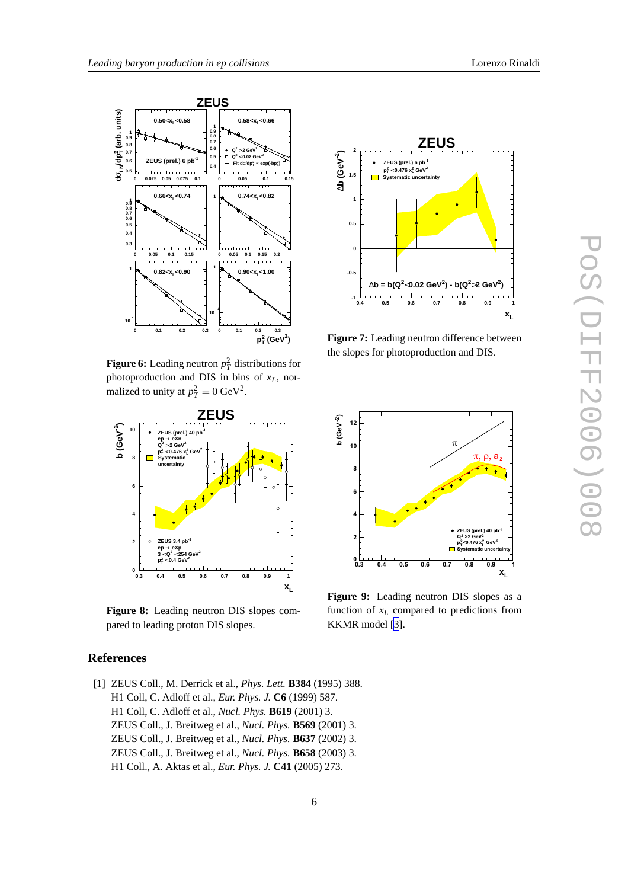**Figure 6:** Leading neutron $p_T^2$ distributions for photoproduction and DIS in bins of $x_L$, normalized to unity at $p_T^2 = 0$ GeV$^2$.

**Figure 7:** Leading neutron difference between the slopes for photoproduction and DIS.

**Figure 8:** Leading neutron DIS slopes compared to leading proton DIS slopes.

**Figure 9:** Leading neutron DIS slopes as a function of $x_L$ compared to predictions from KKMR model [3].

## References

[1] ZEUS Coll., M. Derrick et al., *Phys. Lett.* **B384** (1995) 388.
H1 Coll, C. Adloff et al., *Eur. Phys. J.* **C6** (1999) 587.
H1 Coll, C. Adloff et al., *Nucl. Phys.* **B619** (2001) 3.
ZEUS Coll., J. Breitweg et al., *Nucl. Phys.* **B569** (2001) 3.
ZEUS Coll., J. Breitweg et al., *Nucl. Phys.* **B637** (2002) 3.
ZEUS Coll., J. Breitweg et al., *Nucl. Phys.* **B658** (2003) 3.
H1 Coll., A. Aktas et al., *Eur. Phys. J.* **C41** (2005) 273.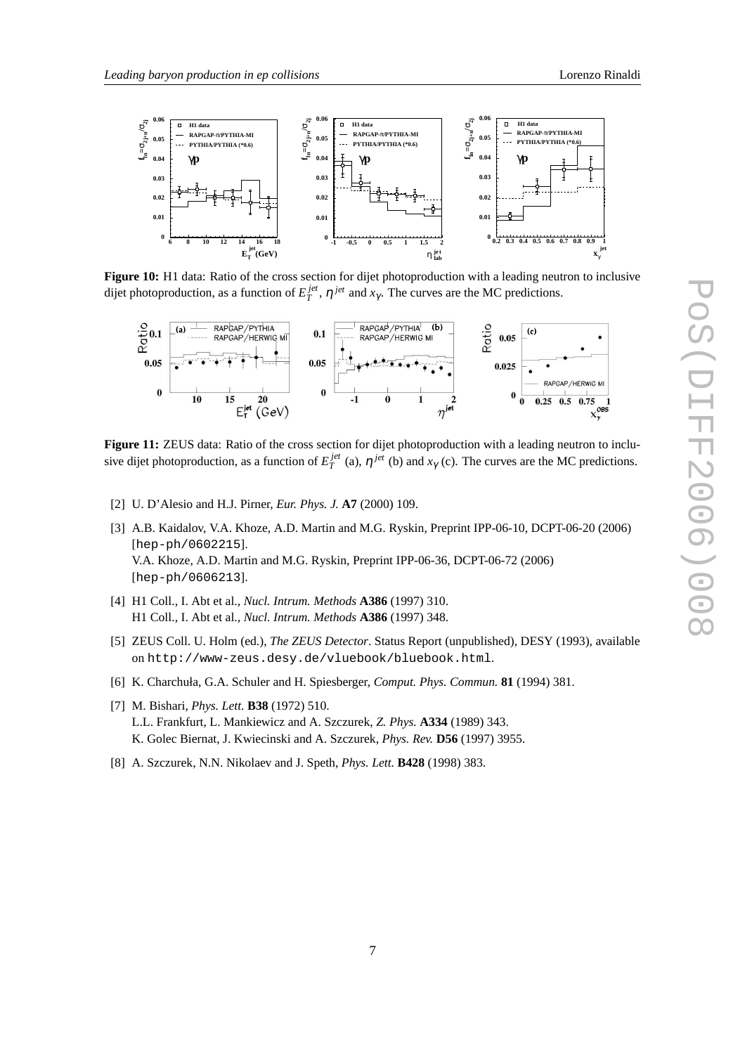H1 data
RAPGAP-π/PYTHIA-MI
PYTHIA/PYTHIA (*0.6)
γp
$f_{ln}=\sigma_{2j+n}/\sigma_{2j}$
$E_T^{jet}$ (GeV)
$\eta_{lab}^{jet}$
$x_\gamma^{jet}$

**Figure 10:** H1 data: Ratio of the cross section for dijet photoproduction with a leading neutron to inclusive dijet photoproduction, as a function of $E_T^{jet}$, $\eta^{jet}$ and $x_\gamma$. The curves are the MC predictions.

(a) RAPGAP/PYTHIA
RAPGAP/HERWIG MI
(b) RAPGAP/PYTHIA
RAPGAP/HERWIG MI
(c) RAPGAP/HERWIG MI
Ratio
$E_T^{jet}$ (GeV)
$\eta^{jet}$
$x_\gamma^{OBS}$

**Figure 11:** ZEUS data: Ratio of the cross section for dijet photoproduction with a leading neutron to inclusive dijet photoproduction, as a function of $E_T^{jet}$ (a), $\eta^{jet}$ (b) and $x_\gamma$ (c). The curves are the MC predictions.

[2] U. D'Alesio and H.J. Pirner, *Eur. Phys. J.* **A7** (2000) 109.

[3] A.B. Kaidalov, V.A. Khoze, A.D. Martin and M.G. Ryskin, Preprint IPP-06-10, DCPT-06-20 (2006) [hep-ph/0602215].
V.A. Khoze, A.D. Martin and M.G. Ryskin, Preprint IPP-06-36, DCPT-06-72 (2006) [hep-ph/0606213].

[4] H1 Coll., I. Abt et al., *Nucl. Intrum. Methods* **A386** (1997) 310.
H1 Coll., I. Abt et al., *Nucl. Intrum. Methods* **A386** (1997) 348.

[5] ZEUS Coll. U. Holm (ed.), *The ZEUS Detector*. Status Report (unpublished), DESY (1993), available on http://www-zeus.desy.de/vluebook/bluebook.html.

[6] K. Charchuła, G.A. Schuler and H. Spiesberger, *Comput. Phys. Commun.* **81** (1994) 381.

[7] M. Bishari, *Phys. Lett.* **B38** (1972) 510.
L.L. Frankfurt, L. Mankiewicz and A. Szczurek, *Z. Phys.* **A334** (1989) 343.
K. Golec Biernat, J. Kwiecinski and A. Szczurek, *Phys. Rev.* **D56** (1997) 3955.

[8] A. Szczurek, N.N. Nikolaev and J. Speth, *Phys. Lett.* **B428** (1998) 383.